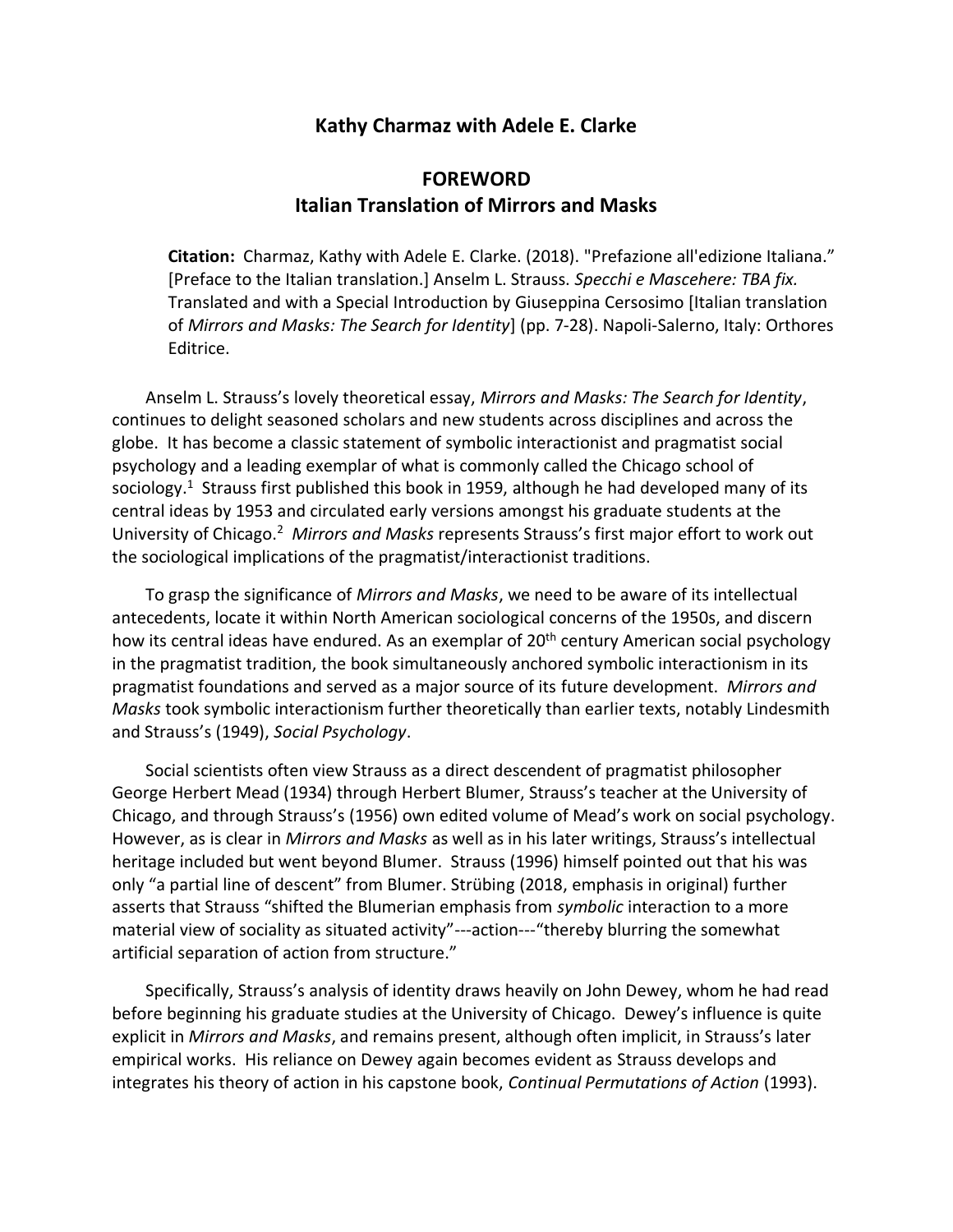## Kathy Charmaz with Adele E. Clarke

# FOREWORD
# Italian Translation of Mirrors and Masks

**Citation:** Charmaz, Kathy with Adele E. Clarke. (2018). "Prefazione all'edizione Italiana." [Preface to the Italian translation.] Anselm L. Strauss. *Specchi e Mascehere: TBA fix.* Translated and with a Special Introduction by Giuseppina Cersosimo [Italian translation of *Mirrors and Masks: The Search for Identity*] (pp. 7-28). Napoli-Salerno, Italy: Orthores Editrice.

Anselm L. Strauss's lovely theoretical essay, *Mirrors and Masks: The Search for Identity*, continues to delight seasoned scholars and new students across disciplines and across the globe. It has become a classic statement of symbolic interactionist and pragmatist social psychology and a leading exemplar of what is commonly called the Chicago school of sociology.[1] Strauss first published this book in 1959, although he had developed many of its central ideas by 1953 and circulated early versions amongst his graduate students at the University of Chicago.[2] *Mirrors and Masks* represents Strauss's first major effort to work out the sociological implications of the pragmatist/interactionist traditions.

To grasp the significance of *Mirrors and Masks*, we need to be aware of its intellectual antecedents, locate it within North American sociological concerns of the 1950s, and discern how its central ideas have endured. As an exemplar of 20th century American social psychology in the pragmatist tradition, the book simultaneously anchored symbolic interactionism in its pragmatist foundations and served as a major source of its future development. *Mirrors and Masks* took symbolic interactionism further theoretically than earlier texts, notably Lindesmith and Strauss's (1949), *Social Psychology*.

Social scientists often view Strauss as a direct descendent of pragmatist philosopher George Herbert Mead (1934) through Herbert Blumer, Strauss's teacher at the University of Chicago, and through Strauss's (1956) own edited volume of Mead's work on social psychology. However, as is clear in *Mirrors and Masks* as well as in his later writings, Strauss's intellectual heritage included but went beyond Blumer. Strauss (1996) himself pointed out that his was only "a partial line of descent" from Blumer. Strübing (2018, emphasis in original) further asserts that Strauss "shifted the Blumerian emphasis from *symbolic* interaction to a more material view of sociality as situated activity"---action---"thereby blurring the somewhat artificial separation of action from structure."

Specifically, Strauss's analysis of identity draws heavily on John Dewey, whom he had read before beginning his graduate studies at the University of Chicago. Dewey's influence is quite explicit in *Mirrors and Masks*, and remains present, although often implicit, in Strauss's later empirical works. His reliance on Dewey again becomes evident as Strauss develops and integrates his theory of action in his capstone book, *Continual Permutations of Action* (1993).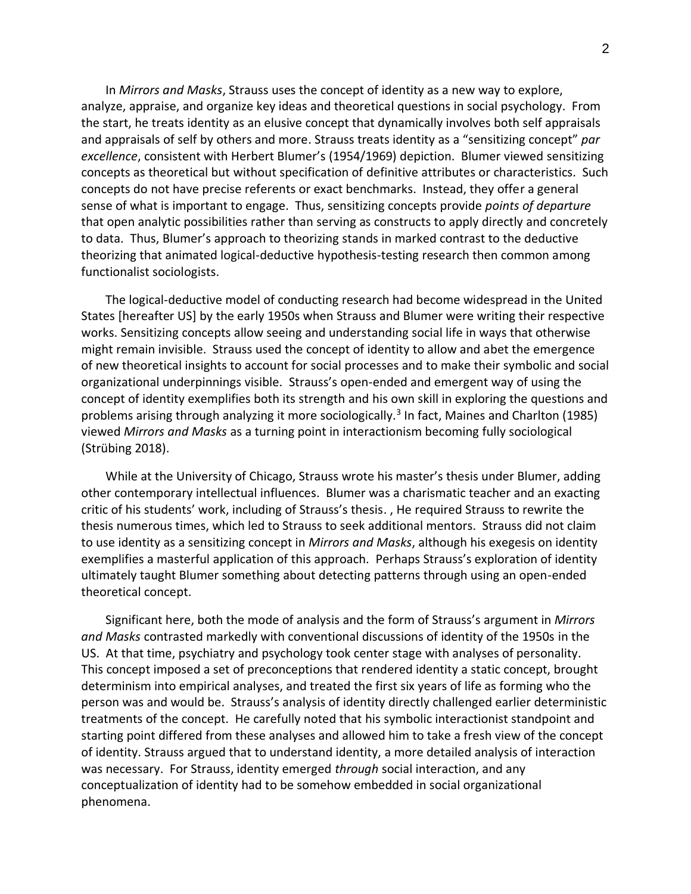In *Mirrors and Masks*, Strauss uses the concept of identity as a new way to explore, analyze, appraise, and organize key ideas and theoretical questions in social psychology. From the start, he treats identity as an elusive concept that dynamically involves both self appraisals and appraisals of self by others and more. Strauss treats identity as a "sensitizing concept" *par excellence*, consistent with Herbert Blumer's (1954/1969) depiction. Blumer viewed sensitizing concepts as theoretical but without specification of definitive attributes or characteristics. Such concepts do not have precise referents or exact benchmarks. Instead, they offer a general sense of what is important to engage. Thus, sensitizing concepts provide *points of departure* that open analytic possibilities rather than serving as constructs to apply directly and concretely to data. Thus, Blumer's approach to theorizing stands in marked contrast to the deductive theorizing that animated logical-deductive hypothesis-testing research then common among functionalist sociologists.

The logical-deductive model of conducting research had become widespread in the United States [hereafter US] by the early 1950s when Strauss and Blumer were writing their respective works. Sensitizing concepts allow seeing and understanding social life in ways that otherwise might remain invisible. Strauss used the concept of identity to allow and abet the emergence of new theoretical insights to account for social processes and to make their symbolic and social organizational underpinnings visible. Strauss's open-ended and emergent way of using the concept of identity exemplifies both its strength and his own skill in exploring the questions and problems arising through analyzing it more sociologically.[3] In fact, Maines and Charlton (1985) viewed *Mirrors and Masks* as a turning point in interactionism becoming fully sociological (Strübing 2018).

While at the University of Chicago, Strauss wrote his master's thesis under Blumer, adding other contemporary intellectual influences. Blumer was a charismatic teacher and an exacting critic of his students' work, including of Strauss's thesis. , He required Strauss to rewrite the thesis numerous times, which led to Strauss to seek additional mentors. Strauss did not claim to use identity as a sensitizing concept in *Mirrors and Masks*, although his exegesis on identity exemplifies a masterful application of this approach. Perhaps Strauss's exploration of identity ultimately taught Blumer something about detecting patterns through using an open-ended theoretical concept.

Significant here, both the mode of analysis and the form of Strauss's argument in *Mirrors and Masks* contrasted markedly with conventional discussions of identity of the 1950s in the US. At that time, psychiatry and psychology took center stage with analyses of personality. This concept imposed a set of preconceptions that rendered identity a static concept, brought determinism into empirical analyses, and treated the first six years of life as forming who the person was and would be. Strauss's analysis of identity directly challenged earlier deterministic treatments of the concept. He carefully noted that his symbolic interactionist standpoint and starting point differed from these analyses and allowed him to take a fresh view of the concept of identity. Strauss argued that to understand identity, a more detailed analysis of interaction was necessary. For Strauss, identity emerged *through* social interaction, and any conceptualization of identity had to be somehow embedded in social organizational phenomena.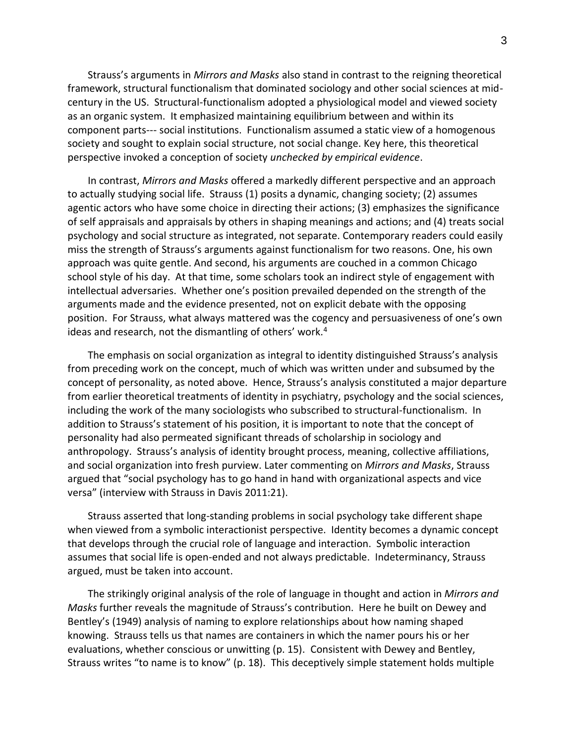Strauss's arguments in *Mirrors and Masks* also stand in contrast to the reigning theoretical framework, structural functionalism that dominated sociology and other social sciences at mid-century in the US. Structural-functionalism adopted a physiological model and viewed society as an organic system. It emphasized maintaining equilibrium between and within its component parts--- social institutions. Functionalism assumed a static view of a homogenous society and sought to explain social structure, not social change. Key here, this theoretical perspective invoked a conception of society *unchecked by empirical evidence*.

In contrast, *Mirrors and Masks* offered a markedly different perspective and an approach to actually studying social life. Strauss (1) posits a dynamic, changing society; (2) assumes agentic actors who have some choice in directing their actions; (3) emphasizes the significance of self appraisals and appraisals by others in shaping meanings and actions; and (4) treats social psychology and social structure as integrated, not separate. Contemporary readers could easily miss the strength of Strauss's arguments against functionalism for two reasons. One, his own approach was quite gentle. And second, his arguments are couched in a common Chicago school style of his day. At that time, some scholars took an indirect style of engagement with intellectual adversaries. Whether one's position prevailed depended on the strength of the arguments made and the evidence presented, not on explicit debate with the opposing position. For Strauss, what always mattered was the cogency and persuasiveness of one's own ideas and research, not the dismantling of others' work.[4]

The emphasis on social organization as integral to identity distinguished Strauss's analysis from preceding work on the concept, much of which was written under and subsumed by the concept of personality, as noted above. Hence, Strauss's analysis constituted a major departure from earlier theoretical treatments of identity in psychiatry, psychology and the social sciences, including the work of the many sociologists who subscribed to structural-functionalism. In addition to Strauss's statement of his position, it is important to note that the concept of personality had also permeated significant threads of scholarship in sociology and anthropology. Strauss's analysis of identity brought process, meaning, collective affiliations, and social organization into fresh purview. Later commenting on *Mirrors and Masks*, Strauss argued that "social psychology has to go hand in hand with organizational aspects and vice versa" (interview with Strauss in Davis 2011:21).

Strauss asserted that long-standing problems in social psychology take different shape when viewed from a symbolic interactionist perspective. Identity becomes a dynamic concept that develops through the crucial role of language and interaction. Symbolic interaction assumes that social life is open-ended and not always predictable. Indeterminancy, Strauss argued, must be taken into account.

The strikingly original analysis of the role of language in thought and action in *Mirrors and Masks* further reveals the magnitude of Strauss's contribution. Here he built on Dewey and Bentley's (1949) analysis of naming to explore relationships about how naming shaped knowing. Strauss tells us that names are containers in which the namer pours his or her evaluations, whether conscious or unwitting (p. 15). Consistent with Dewey and Bentley, Strauss writes "to name is to know" (p. 18). This deceptively simple statement holds multiple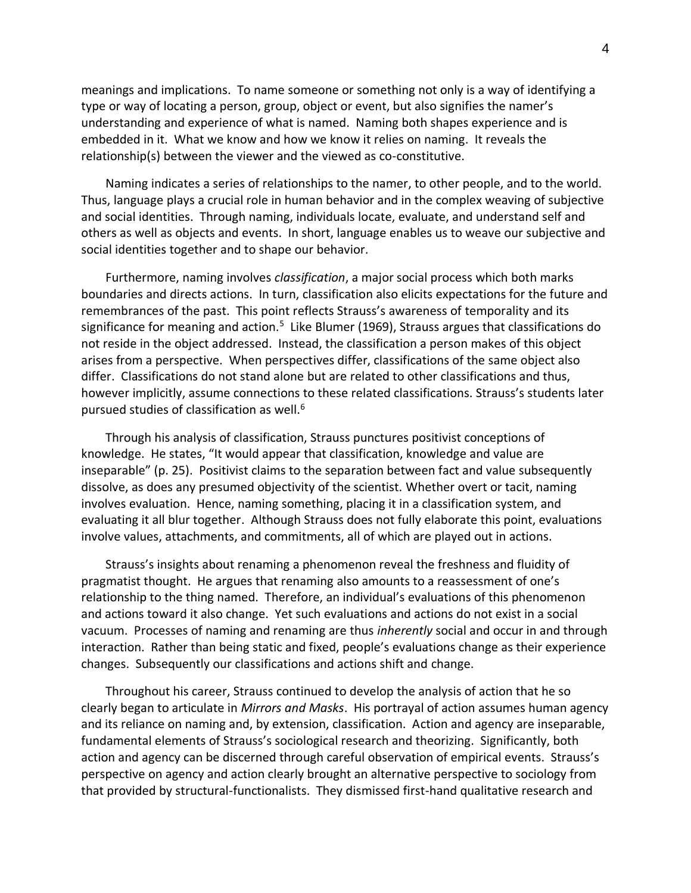meanings and implications. To name someone or something not only is a way of identifying a type or way of locating a person, group, object or event, but also signifies the namer's understanding and experience of what is named. Naming both shapes experience and is embedded in it. What we know and how we know it relies on naming. It reveals the relationship(s) between the viewer and the viewed as co-constitutive.

Naming indicates a series of relationships to the namer, to other people, and to the world. Thus, language plays a crucial role in human behavior and in the complex weaving of subjective and social identities. Through naming, individuals locate, evaluate, and understand self and others as well as objects and events. In short, language enables us to weave our subjective and social identities together and to shape our behavior.

Furthermore, naming involves *classification*, a major social process which both marks boundaries and directs actions. In turn, classification also elicits expectations for the future and remembrances of the past. This point reflects Strauss's awareness of temporality and its significance for meaning and action.[5] Like Blumer (1969), Strauss argues that classifications do not reside in the object addressed. Instead, the classification a person makes of this object arises from a perspective. When perspectives differ, classifications of the same object also differ. Classifications do not stand alone but are related to other classifications and thus, however implicitly, assume connections to these related classifications. Strauss's students later pursued studies of classification as well.[6]

Through his analysis of classification, Strauss punctures positivist conceptions of knowledge. He states, "It would appear that classification, knowledge and value are inseparable" (p. 25). Positivist claims to the separation between fact and value subsequently dissolve, as does any presumed objectivity of the scientist. Whether overt or tacit, naming involves evaluation. Hence, naming something, placing it in a classification system, and evaluating it all blur together. Although Strauss does not fully elaborate this point, evaluations involve values, attachments, and commitments, all of which are played out in actions.

Strauss's insights about renaming a phenomenon reveal the freshness and fluidity of pragmatist thought. He argues that renaming also amounts to a reassessment of one's relationship to the thing named. Therefore, an individual's evaluations of this phenomenon and actions toward it also change. Yet such evaluations and actions do not exist in a social vacuum. Processes of naming and renaming are thus *inherently* social and occur in and through interaction. Rather than being static and fixed, people's evaluations change as their experience changes. Subsequently our classifications and actions shift and change.

Throughout his career, Strauss continued to develop the analysis of action that he so clearly began to articulate in *Mirrors and Masks*. His portrayal of action assumes human agency and its reliance on naming and, by extension, classification. Action and agency are inseparable, fundamental elements of Strauss's sociological research and theorizing. Significantly, both action and agency can be discerned through careful observation of empirical events. Strauss's perspective on agency and action clearly brought an alternative perspective to sociology from that provided by structural-functionalists. They dismissed first-hand qualitative research and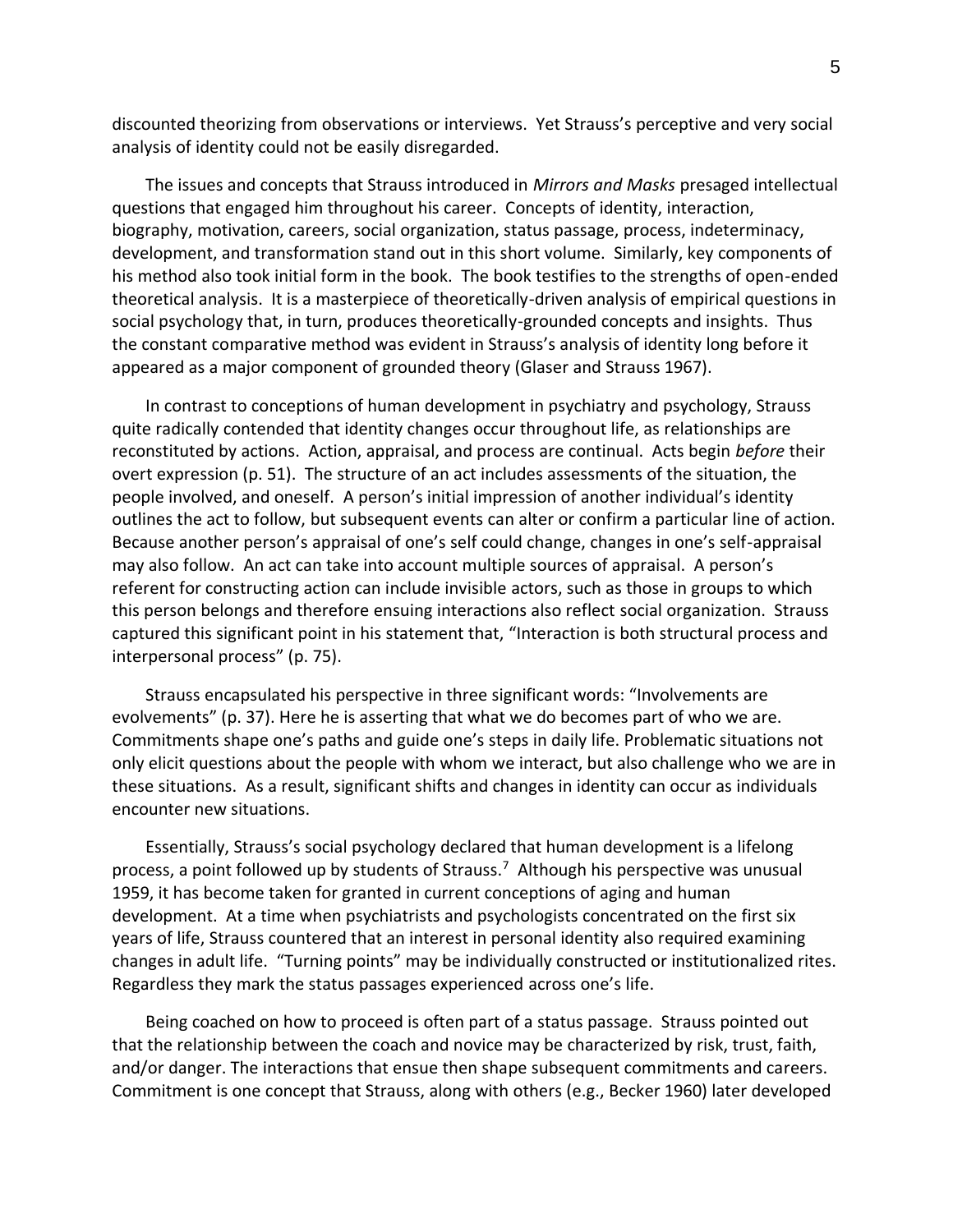discounted theorizing from observations or interviews. Yet Strauss's perceptive and very social analysis of identity could not be easily disregarded.

The issues and concepts that Strauss introduced in *Mirrors and Masks* presaged intellectual questions that engaged him throughout his career. Concepts of identity, interaction, biography, motivation, careers, social organization, status passage, process, indeterminacy, development, and transformation stand out in this short volume. Similarly, key components of his method also took initial form in the book. The book testifies to the strengths of open-ended theoretical analysis. It is a masterpiece of theoretically-driven analysis of empirical questions in social psychology that, in turn, produces theoretically-grounded concepts and insights. Thus the constant comparative method was evident in Strauss's analysis of identity long before it appeared as a major component of grounded theory (Glaser and Strauss 1967).

In contrast to conceptions of human development in psychiatry and psychology, Strauss quite radically contended that identity changes occur throughout life, as relationships are reconstituted by actions. Action, appraisal, and process are continual. Acts begin *before* their overt expression (p. 51). The structure of an act includes assessments of the situation, the people involved, and oneself. A person's initial impression of another individual's identity outlines the act to follow, but subsequent events can alter or confirm a particular line of action. Because another person's appraisal of one's self could change, changes in one's self-appraisal may also follow. An act can take into account multiple sources of appraisal. A person's referent for constructing action can include invisible actors, such as those in groups to which this person belongs and therefore ensuing interactions also reflect social organization. Strauss captured this significant point in his statement that, "Interaction is both structural process and interpersonal process" (p. 75).

Strauss encapsulated his perspective in three significant words: "Involvements are evolvements" (p. 37). Here he is asserting that what we do becomes part of who we are. Commitments shape one's paths and guide one's steps in daily life. Problematic situations not only elicit questions about the people with whom we interact, but also challenge who we are in these situations. As a result, significant shifts and changes in identity can occur as individuals encounter new situations.

Essentially, Strauss's social psychology declared that human development is a lifelong process, a point followed up by students of Strauss.[7] Although his perspective was unusual 1959, it has become taken for granted in current conceptions of aging and human development. At a time when psychiatrists and psychologists concentrated on the first six years of life, Strauss countered that an interest in personal identity also required examining changes in adult life. "Turning points" may be individually constructed or institutionalized rites. Regardless they mark the status passages experienced across one's life.

Being coached on how to proceed is often part of a status passage. Strauss pointed out that the relationship between the coach and novice may be characterized by risk, trust, faith, and/or danger. The interactions that ensue then shape subsequent commitments and careers. Commitment is one concept that Strauss, along with others (e.g., Becker 1960) later developed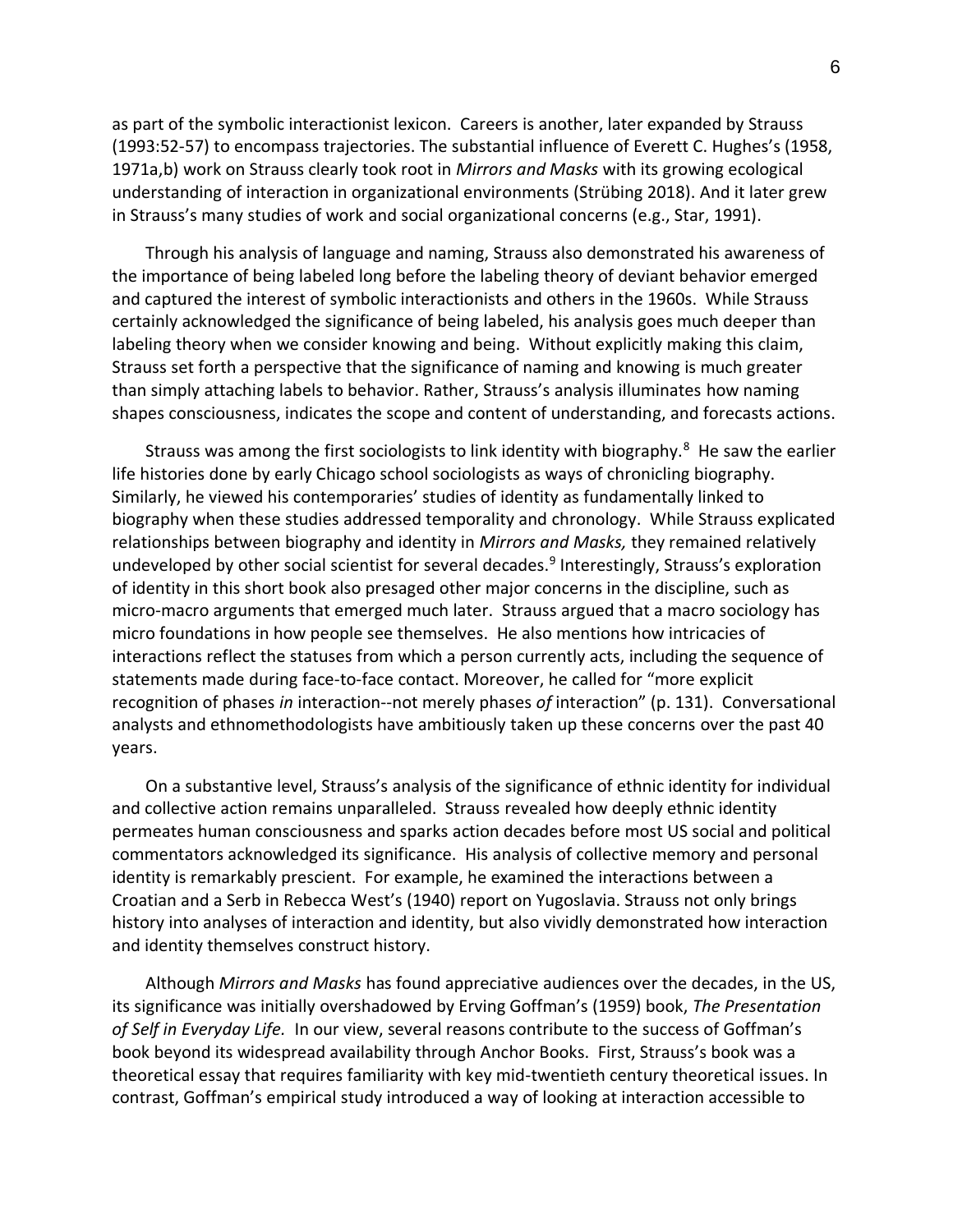as part of the symbolic interactionist lexicon. Careers is another, later expanded by Strauss (1993:52-57) to encompass trajectories. The substantial influence of Everett C. Hughes's (1958, 1971a,b) work on Strauss clearly took root in *Mirrors and Masks* with its growing ecological understanding of interaction in organizational environments (Strübing 2018). And it later grew in Strauss's many studies of work and social organizational concerns (e.g., Star, 1991).

Through his analysis of language and naming, Strauss also demonstrated his awareness of the importance of being labeled long before the labeling theory of deviant behavior emerged and captured the interest of symbolic interactionists and others in the 1960s. While Strauss certainly acknowledged the significance of being labeled, his analysis goes much deeper than labeling theory when we consider knowing and being. Without explicitly making this claim, Strauss set forth a perspective that the significance of naming and knowing is much greater than simply attaching labels to behavior. Rather, Strauss's analysis illuminates how naming shapes consciousness, indicates the scope and content of understanding, and forecasts actions.

Strauss was among the first sociologists to link identity with biography.[8] He saw the earlier life histories done by early Chicago school sociologists as ways of chronicling biography. Similarly, he viewed his contemporaries' studies of identity as fundamentally linked to biography when these studies addressed temporality and chronology. While Strauss explicated relationships between biography and identity in *Mirrors and Masks,* they remained relatively undeveloped by other social scientist for several decades.[9] Interestingly, Strauss's exploration of identity in this short book also presaged other major concerns in the discipline, such as micro-macro arguments that emerged much later. Strauss argued that a macro sociology has micro foundations in how people see themselves. He also mentions how intricacies of interactions reflect the statuses from which a person currently acts, including the sequence of statements made during face-to-face contact. Moreover, he called for "more explicit recognition of phases *in* interaction--not merely phases *of* interaction" (p. 131). Conversational analysts and ethnomethodologists have ambitiously taken up these concerns over the past 40 years.

On a substantive level, Strauss's analysis of the significance of ethnic identity for individual and collective action remains unparalleled. Strauss revealed how deeply ethnic identity permeates human consciousness and sparks action decades before most US social and political commentators acknowledged its significance. His analysis of collective memory and personal identity is remarkably prescient. For example, he examined the interactions between a Croatian and a Serb in Rebecca West's (1940) report on Yugoslavia. Strauss not only brings history into analyses of interaction and identity, but also vividly demonstrated how interaction and identity themselves construct history.

Although *Mirrors and Masks* has found appreciative audiences over the decades, in the US, its significance was initially overshadowed by Erving Goffman's (1959) book, *The Presentation of Self in Everyday Life.* In our view, several reasons contribute to the success of Goffman's book beyond its widespread availability through Anchor Books. First, Strauss's book was a theoretical essay that requires familiarity with key mid-twentieth century theoretical issues. In contrast, Goffman's empirical study introduced a way of looking at interaction accessible to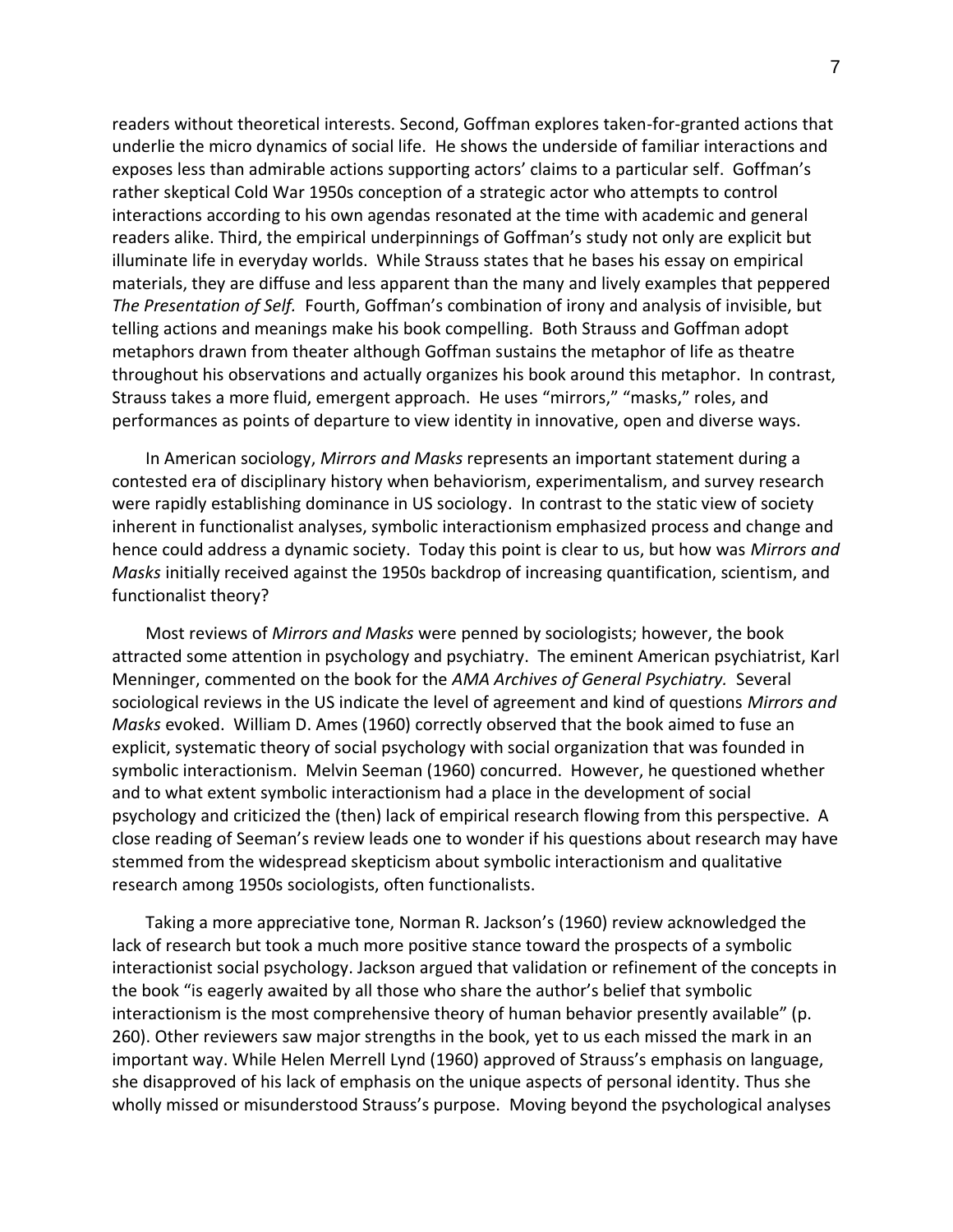readers without theoretical interests. Second, Goffman explores taken-for-granted actions that underlie the micro dynamics of social life. He shows the underside of familiar interactions and exposes less than admirable actions supporting actors' claims to a particular self. Goffman's rather skeptical Cold War 1950s conception of a strategic actor who attempts to control interactions according to his own agendas resonated at the time with academic and general readers alike. Third, the empirical underpinnings of Goffman's study not only are explicit but illuminate life in everyday worlds. While Strauss states that he bases his essay on empirical materials, they are diffuse and less apparent than the many and lively examples that peppered *The Presentation of Self.* Fourth, Goffman's combination of irony and analysis of invisible, but telling actions and meanings make his book compelling. Both Strauss and Goffman adopt metaphors drawn from theater although Goffman sustains the metaphor of life as theatre throughout his observations and actually organizes his book around this metaphor. In contrast, Strauss takes a more fluid, emergent approach. He uses "mirrors," "masks," roles, and performances as points of departure to view identity in innovative, open and diverse ways.

In American sociology, *Mirrors and Masks* represents an important statement during a contested era of disciplinary history when behaviorism, experimentalism, and survey research were rapidly establishing dominance in US sociology. In contrast to the static view of society inherent in functionalist analyses, symbolic interactionism emphasized process and change and hence could address a dynamic society. Today this point is clear to us, but how was *Mirrors and Masks* initially received against the 1950s backdrop of increasing quantification, scientism, and functionalist theory?

Most reviews of *Mirrors and Masks* were penned by sociologists; however, the book attracted some attention in psychology and psychiatry. The eminent American psychiatrist, Karl Menninger, commented on the book for the *AMA Archives of General Psychiatry.* Several sociological reviews in the US indicate the level of agreement and kind of questions *Mirrors and Masks* evoked. William D. Ames (1960) correctly observed that the book aimed to fuse an explicit, systematic theory of social psychology with social organization that was founded in symbolic interactionism. Melvin Seeman (1960) concurred. However, he questioned whether and to what extent symbolic interactionism had a place in the development of social psychology and criticized the (then) lack of empirical research flowing from this perspective. A close reading of Seeman's review leads one to wonder if his questions about research may have stemmed from the widespread skepticism about symbolic interactionism and qualitative research among 1950s sociologists, often functionalists.

Taking a more appreciative tone, Norman R. Jackson's (1960) review acknowledged the lack of research but took a much more positive stance toward the prospects of a symbolic interactionist social psychology. Jackson argued that validation or refinement of the concepts in the book "is eagerly awaited by all those who share the author's belief that symbolic interactionism is the most comprehensive theory of human behavior presently available" (p. 260). Other reviewers saw major strengths in the book, yet to us each missed the mark in an important way. While Helen Merrell Lynd (1960) approved of Strauss's emphasis on language, she disapproved of his lack of emphasis on the unique aspects of personal identity. Thus she wholly missed or misunderstood Strauss's purpose. Moving beyond the psychological analyses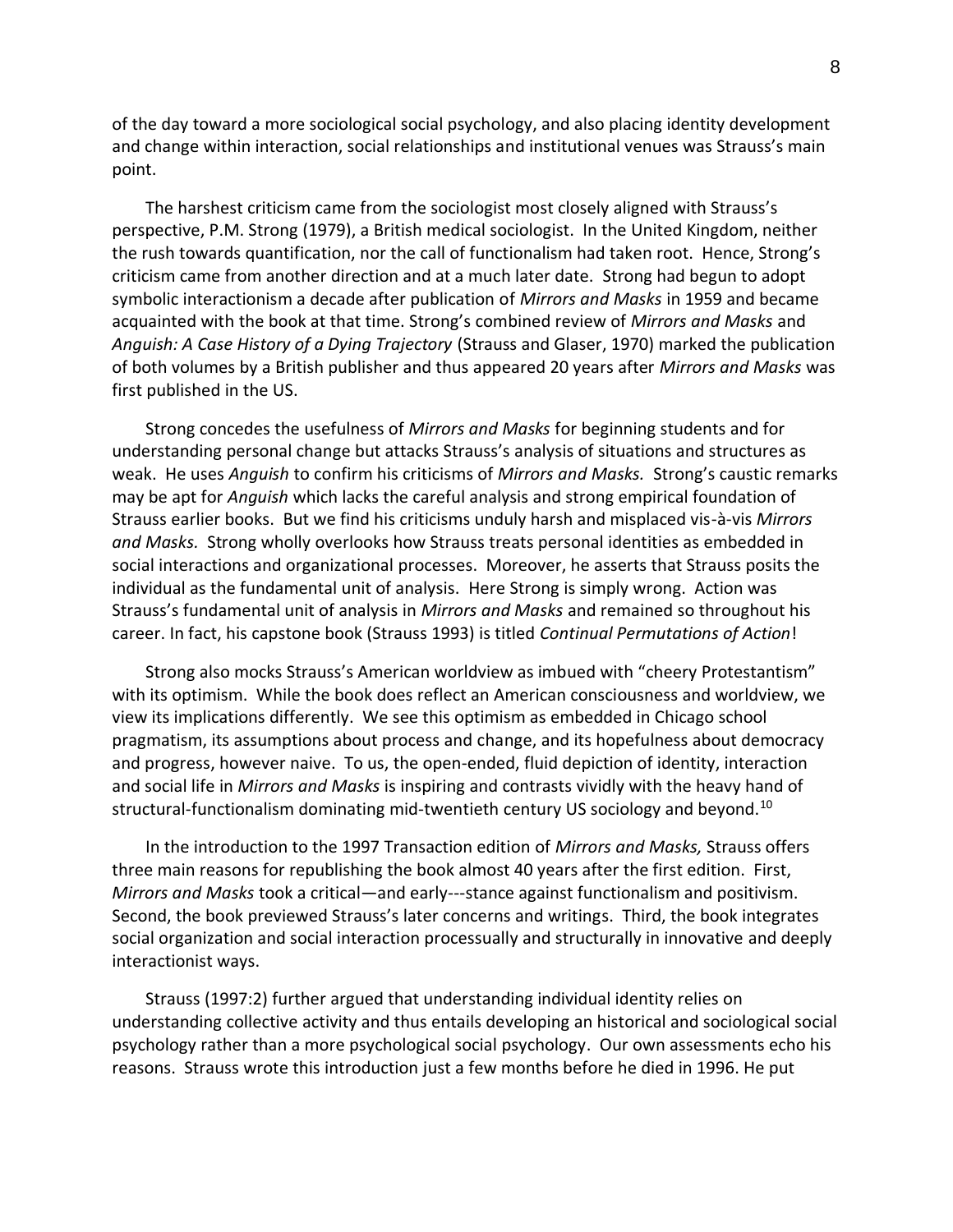of the day toward a more sociological social psychology, and also placing identity development and change within interaction, social relationships and institutional venues was Strauss's main point.

The harshest criticism came from the sociologist most closely aligned with Strauss's perspective, P.M. Strong (1979), a British medical sociologist. In the United Kingdom, neither the rush towards quantification, nor the call of functionalism had taken root. Hence, Strong's criticism came from another direction and at a much later date. Strong had begun to adopt symbolic interactionism a decade after publication of *Mirrors and Masks* in 1959 and became acquainted with the book at that time. Strong's combined review of *Mirrors and Masks* and *Anguish: A Case History of a Dying Trajectory* (Strauss and Glaser, 1970) marked the publication of both volumes by a British publisher and thus appeared 20 years after *Mirrors and Masks* was first published in the US.

Strong concedes the usefulness of *Mirrors and Masks* for beginning students and for understanding personal change but attacks Strauss's analysis of situations and structures as weak. He uses *Anguish* to confirm his criticisms of *Mirrors and Masks.* Strong's caustic remarks may be apt for *Anguish* which lacks the careful analysis and strong empirical foundation of Strauss earlier books. But we find his criticisms unduly harsh and misplaced vis-à-vis *Mirrors and Masks.* Strong wholly overlooks how Strauss treats personal identities as embedded in social interactions and organizational processes. Moreover, he asserts that Strauss posits the individual as the fundamental unit of analysis. Here Strong is simply wrong. Action was Strauss's fundamental unit of analysis in *Mirrors and Masks* and remained so throughout his career. In fact, his capstone book (Strauss 1993) is titled *Continual Permutations of Action*!

Strong also mocks Strauss's American worldview as imbued with "cheery Protestantism" with its optimism. While the book does reflect an American consciousness and worldview, we view its implications differently. We see this optimism as embedded in Chicago school pragmatism, its assumptions about process and change, and its hopefulness about democracy and progress, however naive. To us, the open-ended, fluid depiction of identity, interaction and social life in *Mirrors and Masks* is inspiring and contrasts vividly with the heavy hand of structural-functionalism dominating mid-twentieth century US sociology and beyond.[10]

In the introduction to the 1997 Transaction edition of *Mirrors and Masks,* Strauss offers three main reasons for republishing the book almost 40 years after the first edition. First, *Mirrors and Masks* took a critical—and early---stance against functionalism and positivism. Second, the book previewed Strauss's later concerns and writings. Third, the book integrates social organization and social interaction processually and structurally in innovative and deeply interactionist ways.

Strauss (1997:2) further argued that understanding individual identity relies on understanding collective activity and thus entails developing an historical and sociological social psychology rather than a more psychological social psychology. Our own assessments echo his reasons. Strauss wrote this introduction just a few months before he died in 1996. He put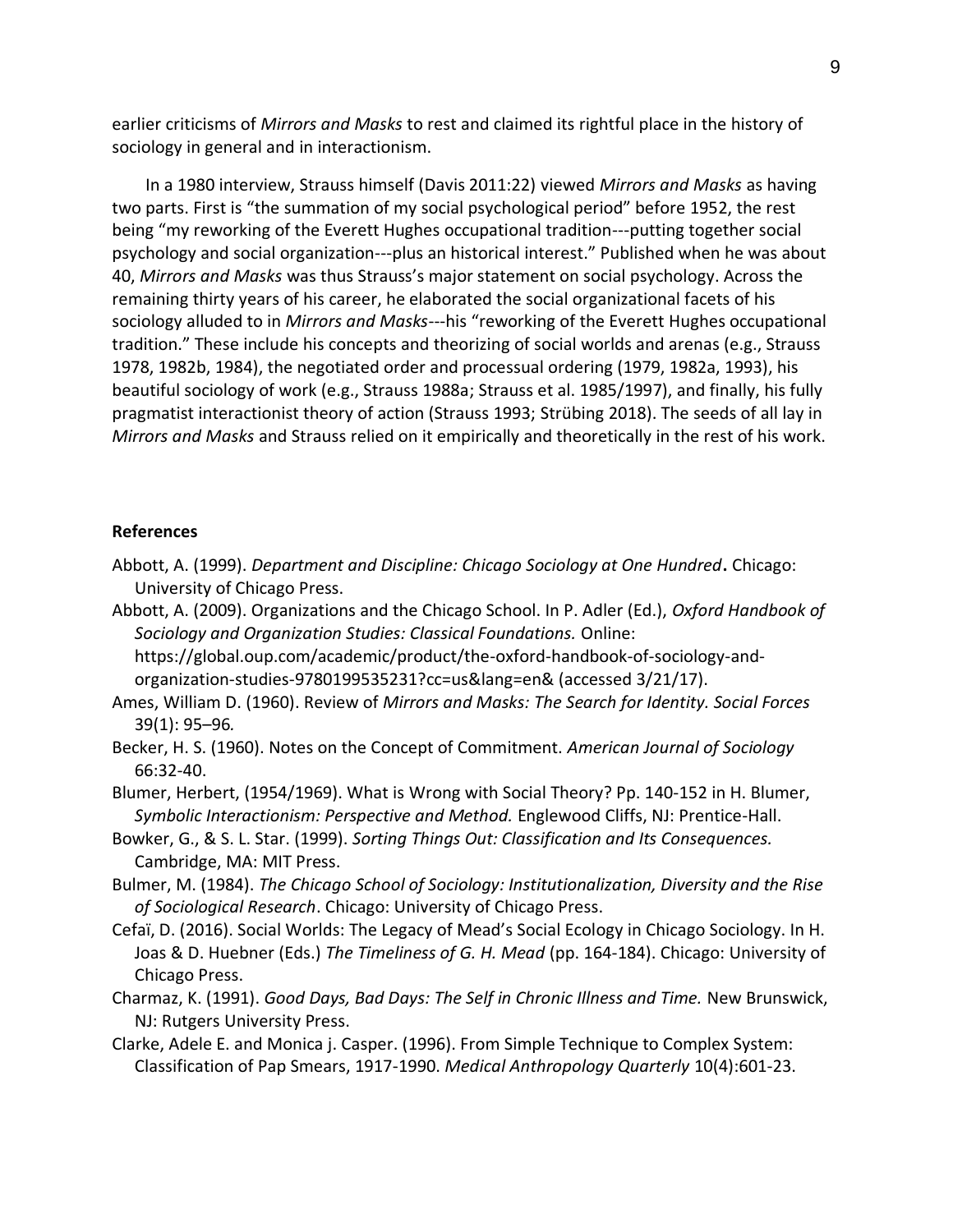earlier criticisms of *Mirrors and Masks* to rest and claimed its rightful place in the history of sociology in general and in interactionism.

In a 1980 interview, Strauss himself (Davis 2011:22) viewed *Mirrors and Masks* as having two parts. First is "the summation of my social psychological period" before 1952, the rest being "my reworking of the Everett Hughes occupational tradition---putting together social psychology and social organization---plus an historical interest." Published when he was about 40, *Mirrors and Masks* was thus Strauss's major statement on social psychology. Across the remaining thirty years of his career, he elaborated the social organizational facets of his sociology alluded to in *Mirrors and Masks*---his "reworking of the Everett Hughes occupational tradition." These include his concepts and theorizing of social worlds and arenas (e.g., Strauss 1978, 1982b, 1984), the negotiated order and processual ordering (1979, 1982a, 1993), his beautiful sociology of work (e.g., Strauss 1988a; Strauss et al. 1985/1997), and finally, his fully pragmatist interactionist theory of action (Strauss 1993; Strübing 2018). The seeds of all lay in *Mirrors and Masks* and Strauss relied on it empirically and theoretically in the rest of his work.

**References**

Abbott, A. (1999). *Department and Discipline: Chicago Sociology at One Hundred***.** Chicago: University of Chicago Press.

Abbott, A. (2009). Organizations and the Chicago School. In P. Adler (Ed.), *Oxford Handbook of Sociology and Organization Studies: Classical Foundations.* Online: https://global.oup.com/academic/product/the-oxford-handbook-of-sociology-and-organization-studies-9780199535231?cc=us&lang=en& (accessed 3/21/17).

Ames, William D. (1960). Review of *Mirrors and Masks: The Search for Identity. Social Forces* 39(1): 95–96*.*

Becker, H. S. (1960). Notes on the Concept of Commitment. *American Journal of Sociology* 66:32-40.

Blumer, Herbert, (1954/1969). What is Wrong with Social Theory? Pp. 140-152 in H. Blumer, *Symbolic Interactionism: Perspective and Method.* Englewood Cliffs, NJ: Prentice-Hall.

Bowker, G., & S. L. Star. (1999). *Sorting Things Out: Classification and Its Consequences.* Cambridge, MA: MIT Press.

Bulmer, M. (1984). *The Chicago School of Sociology: Institutionalization, Diversity and the Rise of Sociological Research*. Chicago: University of Chicago Press.

Cefaï, D. (2016). Social Worlds: The Legacy of Mead's Social Ecology in Chicago Sociology. In H. Joas & D. Huebner (Eds.) *The Timeliness of G. H. Mead* (pp. 164-184). Chicago: University of Chicago Press.

Charmaz, K. (1991). *Good Days, Bad Days: The Self in Chronic Illness and Time.* New Brunswick, NJ: Rutgers University Press.

Clarke, Adele E. and Monica j. Casper. (1996). From Simple Technique to Complex System: Classification of Pap Smears, 1917-1990. *Medical Anthropology Quarterly* 10(4):601-23.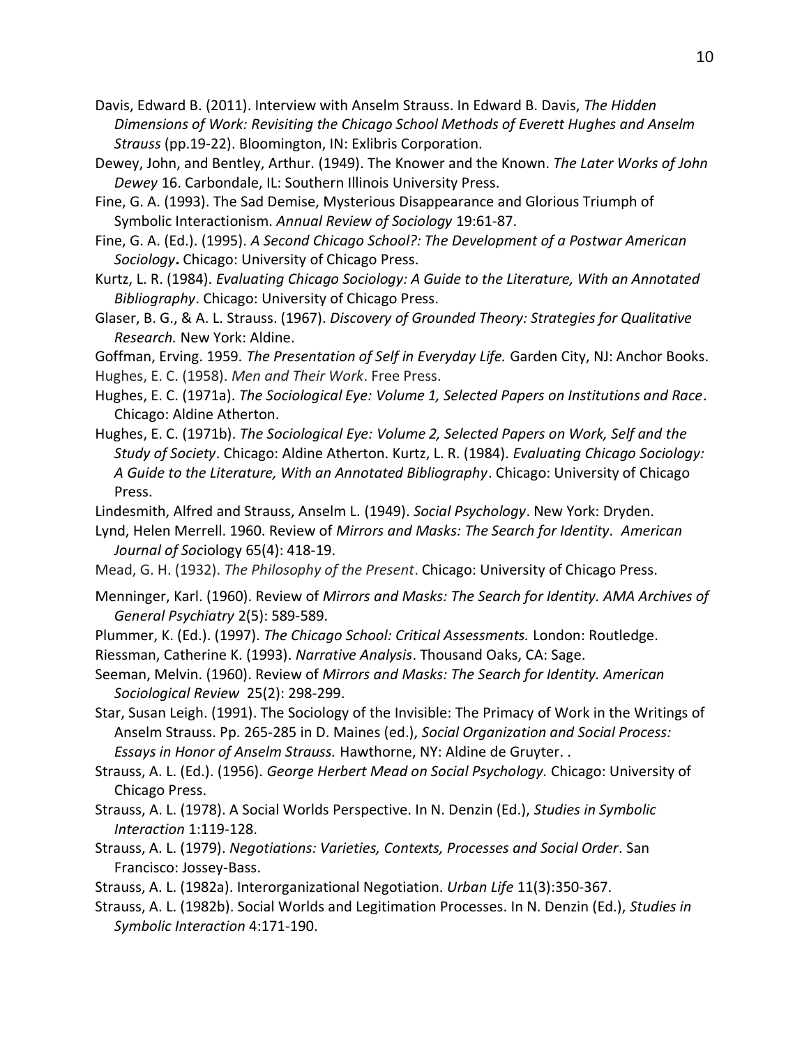Davis, Edward B. (2011). Interview with Anselm Strauss. In Edward B. Davis, *The Hidden Dimensions of Work: Revisiting the Chicago School Methods of Everett Hughes and Anselm Strauss* (pp.19-22). Bloomington, IN: Exlibris Corporation.

Dewey, John, and Bentley, Arthur. (1949). The Knower and the Known. *The Later Works of John Dewey* 16. Carbondale, IL: Southern Illinois University Press.

Fine, G. A. (1993). The Sad Demise, Mysterious Disappearance and Glorious Triumph of Symbolic Interactionism. *Annual Review of Sociology* 19:61-87.

Fine, G. A. (Ed.). (1995). *A Second Chicago School?: The Development of a Postwar American Sociology***.** Chicago: University of Chicago Press.

Kurtz, L. R. (1984). *Evaluating Chicago Sociology: A Guide to the Literature, With an Annotated Bibliography*. Chicago: University of Chicago Press.

Glaser, B. G., & A. L. Strauss. (1967). *Discovery of Grounded Theory: Strategies for Qualitative Research.* New York: Aldine.

Goffman, Erving. 1959. *The Presentation of Self in Everyday Life.* Garden City, NJ: Anchor Books.

Hughes, E. C. (1958). *Men and Their Work*. Free Press.

Hughes, E. C. (1971a). *The Sociological Eye: Volume 1, Selected Papers on Institutions and Race*. Chicago: Aldine Atherton.

Hughes, E. C. (1971b). *The Sociological Eye: Volume 2, Selected Papers on Work, Self and the Study of Society*. Chicago: Aldine Atherton. Kurtz, L. R. (1984). *Evaluating Chicago Sociology: A Guide to the Literature, With an Annotated Bibliography*. Chicago: University of Chicago Press.

Lindesmith, Alfred and Strauss, Anselm L. (1949). *Social Psychology*. New York: Dryden.

Lynd, Helen Merrell. 1960. Review of *Mirrors and Masks: The Search for Identity*. *American Journal of Soc*iology 65(4): 418-19.

Mead, G. H. (1932). *The Philosophy of the Present*. Chicago: University of Chicago Press.

Menninger, Karl. (1960). Review of *Mirrors and Masks: The Search for Identity. AMA Archives of General Psychiatry* 2(5): 589-589.

Plummer, K. (Ed.). (1997). *The Chicago School: Critical Assessments.* London: Routledge.

Riessman, Catherine K. (1993). *Narrative Analysis*. Thousand Oaks, CA: Sage.

Seeman, Melvin. (1960). Review of *Mirrors and Masks: The Search for Identity. American Sociological Review* 25(2): 298-299.

Star, Susan Leigh. (1991). The Sociology of the Invisible: The Primacy of Work in the Writings of Anselm Strauss. Pp. 265-285 in D. Maines (ed.), *Social Organization and Social Process: Essays in Honor of Anselm Strauss.* Hawthorne, NY: Aldine de Gruyter. .

Strauss, A. L. (Ed.). (1956). *George Herbert Mead on Social Psychology.* Chicago: University of Chicago Press.

Strauss, A. L. (1978). A Social Worlds Perspective. In N. Denzin (Ed.), *Studies in Symbolic Interaction* 1:119-128.

Strauss, A. L. (1979). *Negotiations: Varieties, Contexts, Processes and Social Order*. San Francisco: Jossey-Bass.

Strauss, A. L. (1982a). Interorganizational Negotiation. *Urban Life* 11(3):350-367.

Strauss, A. L. (1982b). Social Worlds and Legitimation Processes. In N. Denzin (Ed.), *Studies in Symbolic Interaction* 4:171-190.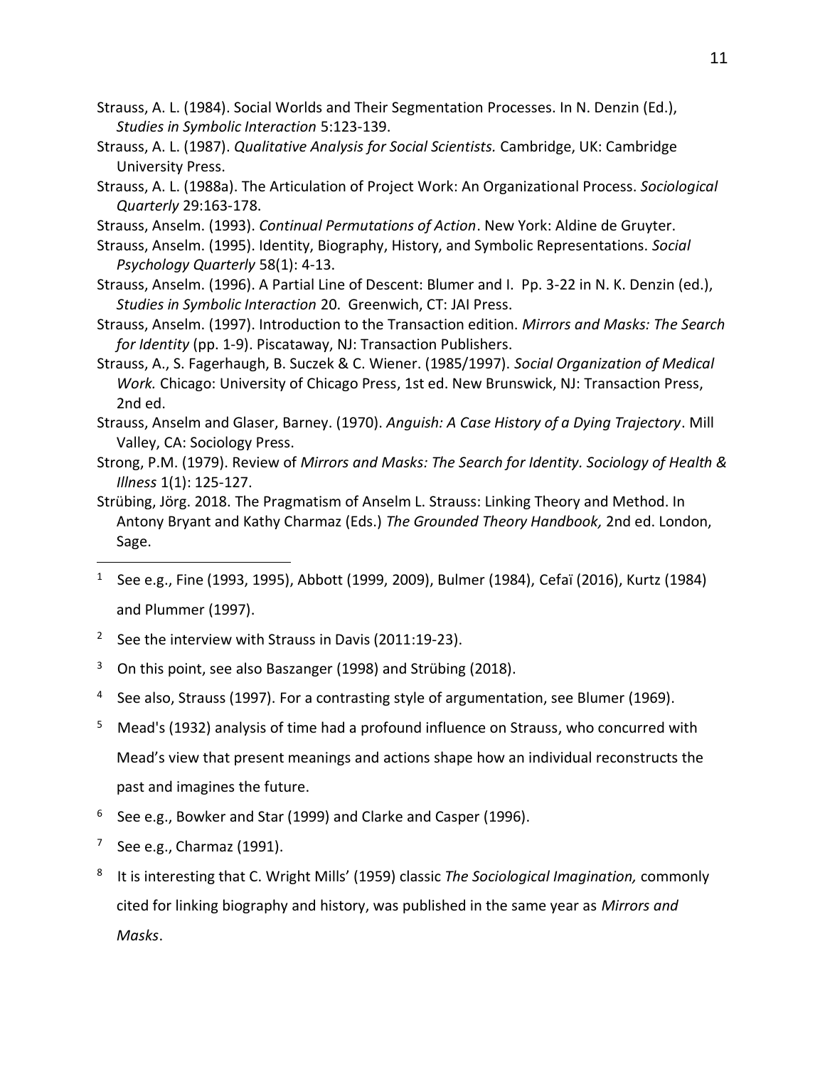Strauss, A. L. (1984). Social Worlds and Their Segmentation Processes. In N. Denzin (Ed.), *Studies in Symbolic Interaction* 5:123-139.

Strauss, A. L. (1987). *Qualitative Analysis for Social Scientists.* Cambridge, UK: Cambridge University Press.

Strauss, A. L. (1988a). The Articulation of Project Work: An Organizational Process. *Sociological Quarterly* 29:163-178.

Strauss, Anselm. (1993). *Continual Permutations of Action*. New York: Aldine de Gruyter.

Strauss, Anselm. (1995). Identity, Biography, History, and Symbolic Representations. *Social Psychology Quarterly* 58(1): 4-13.

Strauss, Anselm. (1996). A Partial Line of Descent: Blumer and I. Pp. 3-22 in N. K. Denzin (ed.), *Studies in Symbolic Interaction* 20. Greenwich, CT: JAI Press.

Strauss, Anselm. (1997). Introduction to the Transaction edition. *Mirrors and Masks: The Search for Identity* (pp. 1-9). Piscataway, NJ: Transaction Publishers.

Strauss, A., S. Fagerhaugh, B. Suczek & C. Wiener. (1985/1997). *Social Organization of Medical Work.* Chicago: University of Chicago Press, 1st ed. New Brunswick, NJ: Transaction Press, 2nd ed.

Strauss, Anselm and Glaser, Barney. (1970). *Anguish: A Case History of a Dying Trajectory*. Mill Valley, CA: Sociology Press.

Strong, P.M. (1979). Review of *Mirrors and Masks: The Search for Identity. Sociology of Health & Illness* 1(1): 125-127.

Strübing, Jörg. 2018. The Pragmatism of Anselm L. Strauss: Linking Theory and Method. In Antony Bryant and Kathy Charmaz (Eds.) *The Grounded Theory Handbook,* 2nd ed. London, Sage.

---

[1] See e.g., Fine (1993, 1995), Abbott (1999, 2009), Bulmer (1984), Cefaï (2016), Kurtz (1984) and Plummer (1997).

[2] See the interview with Strauss in Davis (2011:19-23).

[3] On this point, see also Baszanger (1998) and Strübing (2018).

[4] See also, Strauss (1997). For a contrasting style of argumentation, see Blumer (1969).

[5] Mead's (1932) analysis of time had a profound influence on Strauss, who concurred with Mead's view that present meanings and actions shape how an individual reconstructs the past and imagines the future.

[6] See e.g., Bowker and Star (1999) and Clarke and Casper (1996).

[7] See e.g., Charmaz (1991).

[8] It is interesting that C. Wright Mills' (1959) classic *The Sociological Imagination,* commonly cited for linking biography and history, was published in the same year as *Mirrors and Masks*.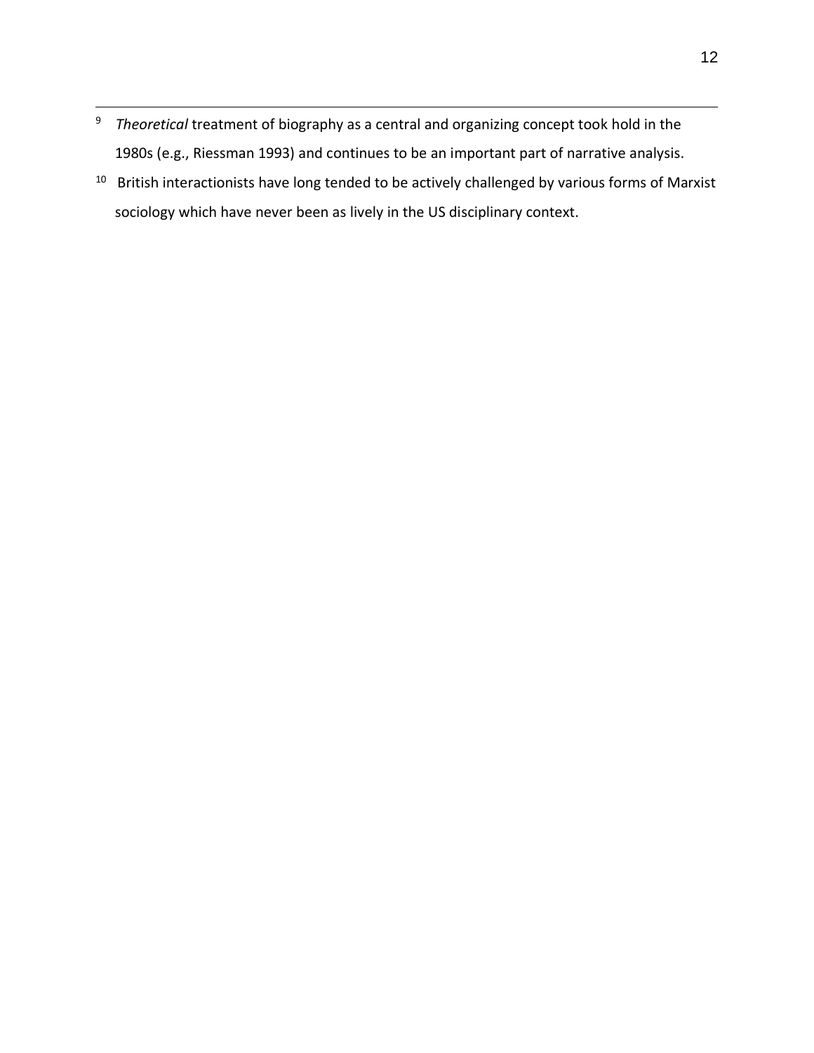[9] *Theoretical* treatment of biography as a central and organizing concept took hold in the 1980s (e.g., Riessman 1993) and continues to be an important part of narrative analysis.

[10] British interactionists have long tended to be actively challenged by various forms of Marxist sociology which have never been as lively in the US disciplinary context.